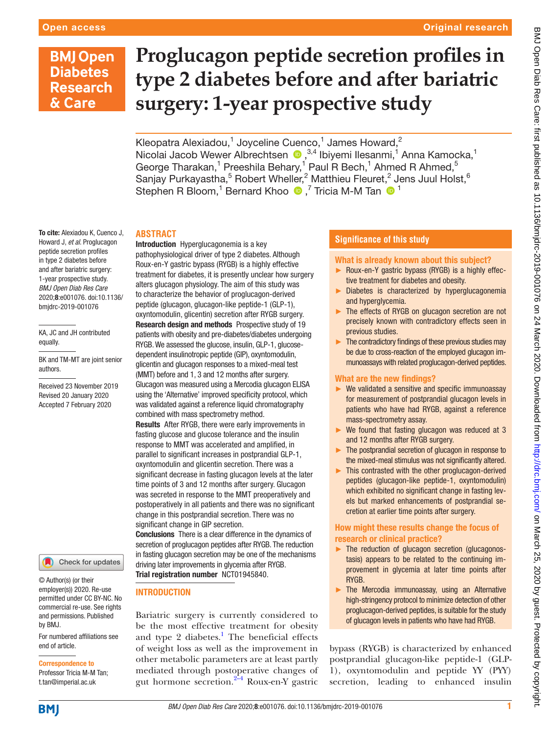# Proglucagon peptide secretion profiles in type 2 diabetes before and after bariatric surgery: 1-year prospective study

Kleopatra Alexiadou,[1] Joyceline Cuenco,[1] James Howard,[2] Nicolai Jacob Wewer Albrechtsen,[3,4] Ibiyemi Ilesanmi,[1] Anna Kamocka,[1] George Tharakan,[1] Preeshila Behary,[1] Paul R Bech,[1] Ahmed R Ahmed,[5] Sanjay Purkayastha,[5] Robert Wheller,[2] Matthieu Fleuret,[2] Jens Juul Holst,[6] Stephen R Bloom,[1] Bernard Khoo,[7] Tricia M-M Tan[1]

**To cite:** Alexiadou K, Cuenco J, Howard J, *et al*. Proglucagon peptide secretion profiles in type 2 diabetes before and after bariatric surgery: 1-year prospective study. *BMJ Open Diab Res Care* 2020;**8**:e001076. doi:10.1136/bmjdrc-2019-001076

KA, JC and JH contributed equally.

BK and TM-MT are joint senior authors.

Received 23 November 2019
Revised 20 January 2020
Accepted 7 February 2020

## ABSTRACT

**Introduction** Hyperglucagonemia is a key pathophysiological driver of type 2 diabetes. Although Roux-en-Y gastric bypass (RYGB) is a highly effective treatment for diabetes, it is presently unclear how surgery alters glucagon physiology. The aim of this study was to characterize the behavior of proglucagon-derived peptide (glucagon, glucagon-like peptide-1 (GLP-1), oxyntomodulin, glicentin) secretion after RYGB surgery.

**Research design and methods** Prospective study of 19 patients with obesity and pre-diabetes/diabetes undergoing RYGB. We assessed the glucose, insulin, GLP-1, glucose-dependent insulinotropic peptide (GIP), oxyntomodulin, glicentin and glucagon responses to a mixed-meal test (MMT) before and 1, 3 and 12 months after surgery. Glucagon was measured using a Mercodia glucagon ELISA using the 'Alternative' improved specificity protocol, which was validated against a reference liquid chromatography combined with mass spectrometry method.

**Results** After RYGB, there were early improvements in fasting glucose and glucose tolerance and the insulin response to MMT was accelerated and amplified, in parallel to significant increases in postprandial GLP-1, oxyntomodulin and glicentin secretion. There was a significant decrease in fasting glucagon levels at the later time points of 3 and 12 months after surgery. Glucagon was secreted in response to the MMT preoperatively and postoperatively in all patients and there was no significant change in this postprandial secretion. There was no significant change in GIP secretion.

**Conclusions** There is a clear difference in the dynamics of secretion of proglucagon peptides after RYGB. The reduction in fasting glucagon secretion may be one of the mechanisms driving later improvements in glycemia after RYGB.

**Trial registration number** NCT01945840.

## Significance of this study

### What is already known about this subject?

- Roux-en-Y gastric bypass (RYGB) is a highly effective treatment for diabetes and obesity.
- Diabetes is characterized by hyperglucagonemia and hyperglycemia.
- The effects of RYGB on glucagon secretion are not precisely known with contradictory effects seen in previous studies.
- The contradictory findings of these previous studies may be due to cross-reaction of the employed glucagon immunoassays with related proglucagon-derived peptides.

### What are the new findings?

- We validated a sensitive and specific immunoassay for measurement of postprandial glucagon levels in patients who have had RYGB, against a reference mass-spectrometry assay.
- We found that fasting glucagon was reduced at 3 and 12 months after RYGB surgery.
- The postprandial secretion of glucagon in response to the mixed-meal stimulus was not significantly altered.
- This contrasted with the other proglucagon-derived peptides (glucagon-like peptide-1, oxyntomodulin) which exhibited no significant change in fasting levels but marked enhancements of postprandial secretion at earlier time points after surgery.

### How might these results change the focus of research or clinical practice?

- The reduction of glucagon secretion (glucagonostasis) appears to be related to the continuing improvement in glycemia at later time points after RYGB.
- The Mercodia immunoassay, using an Alternative high-stringency protocol to minimize detection of other proglucagon-derived peptides, is suitable for the study of glucagon levels in patients who have had RYGB.

## INTRODUCTION

Bariatric surgery is currently considered to be the most effective treatment for obesity and type 2 diabetes.[1] The beneficial effects of weight loss as well as the improvement in other metabolic parameters are at least partly mediated through postoperative changes of gut hormone secretion.[2–4] Roux-en-Y gastric bypass (RYGB) is characterized by enhanced postprandial glucagon-like peptide-1 (GLP-1), oxyntomodulin and peptide YY (PYY) secretion, leading to enhanced insulin

© Author(s) (or their employer(s)) 2020. Re-use permitted under CC BY-NC. No commercial re-use. See rights and permissions. Published by BMJ.

For numbered affiliations see end of article.

**Correspondence to**
Professor Tricia M-M Tan;
t.tan@imperial.ac.uk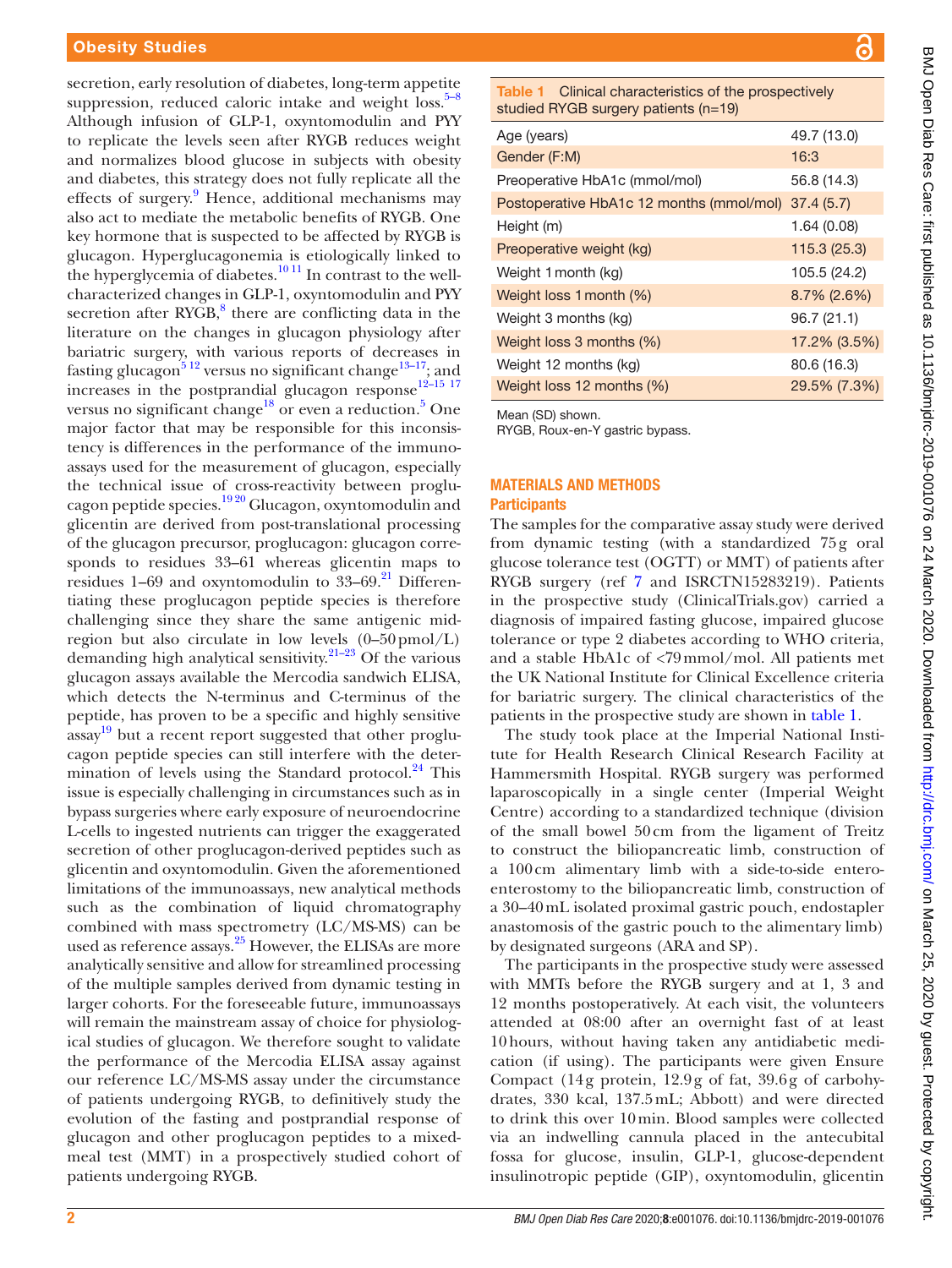secretion, early resolution of diabetes, long-term appetite suppression, reduced caloric intake and weight loss.[5–8] Although infusion of GLP-1, oxyntomodulin and PYY to replicate the levels seen after RYGB reduces weight and normalizes blood glucose in subjects with obesity and diabetes, this strategy does not fully replicate all the effects of surgery.[9] Hence, additional mechanisms may also act to mediate the metabolic benefits of RYGB. One key hormone that is suspected to be affected by RYGB is glucagon. Hyperglucagonemia is etiologically linked to the hyperglycemia of diabetes.[10 11] In contrast to the well-characterized changes in GLP-1, oxyntomodulin and PYY secretion after RYGB,[8] there are conflicting data in the literature on the changes in glucagon physiology after bariatric surgery, with various reports of decreases in fasting glucagon[5 12] versus no significant change[13–17]; and increases in the postprandial glucagon response[12–15 17] versus no significant change[18] or even a reduction.[5] One major factor that may be responsible for this inconsistency is differences in the performance of the immunoassays used for the measurement of glucagon, especially the technical issue of cross-reactivity between proglucagon peptide species.[19 20] Glucagon, oxyntomodulin and glicentin are derived from post-translational processing of the glucagon precursor, proglucagon: glucagon corresponds to residues 33–61 whereas glicentin maps to residues 1–69 and oxyntomodulin to 33–69.[21] Differentiating these proglucagon peptide species is therefore challenging since they share the same antigenic mid-region but also circulate in low levels (0–50 pmol/L) demanding high analytical sensitivity.[21–23] Of the various glucagon assays available the Mercodia sandwich ELISA, which detects the N-terminus and C-terminus of the peptide, has proven to be a specific and highly sensitive assay[19] but a recent report suggested that other proglucagon peptide species can still interfere with the determination of levels using the Standard protocol.[24] This issue is especially challenging in circumstances such as in bypass surgeries where early exposure of neuroendocrine L-cells to ingested nutrients can trigger the exaggerated secretion of other proglucagon-derived peptides such as glicentin and oxyntomodulin. Given the aforementioned limitations of the immunoassays, new analytical methods such as the combination of liquid chromatography combined with mass spectrometry (LC/MS-MS) can be used as reference assays.[25] However, the ELISAs are more analytically sensitive and allow for streamlined processing of the multiple samples derived from dynamic testing in larger cohorts. For the foreseeable future, immunoassays will remain the mainstream assay of choice for physiological studies of glucagon. We therefore sought to validate the performance of the Mercodia ELISA assay against our reference LC/MS-MS assay under the circumstance of patients undergoing RYGB, to definitively study the evolution of the fasting and postprandial response of glucagon and other proglucagon peptides to a mixed-meal test (MMT) in a prospectively studied cohort of patients undergoing RYGB.

**Table 1** Clinical characteristics of the prospectively studied RYGB surgery patients (n=19)

| | |
|---|---|
| Age (years) | 49.7 (13.0) |
| Gender (F:M) | 16:3 |
| Preoperative HbA1c (mmol/mol) | 56.8 (14.3) |
| Postoperative HbA1c 12 months (mmol/mol) | 37.4 (5.7) |
| Height (m) | 1.64 (0.08) |
| Preoperative weight (kg) | 115.3 (25.3) |
| Weight 1 month (kg) | 105.5 (24.2) |
| Weight loss 1 month (%) | 8.7% (2.6%) |
| Weight 3 months (kg) | 96.7 (21.1) |
| Weight loss 3 months (%) | 17.2% (3.5%) |
| Weight 12 months (kg) | 80.6 (16.3) |
| Weight loss 12 months (%) | 29.5% (7.3%) |

Mean (SD) shown.
RYGB, Roux-en-Y gastric bypass.

## MATERIALS AND METHODS

### Participants

The samples for the comparative assay study were derived from dynamic testing (with a standardized 75 g oral glucose tolerance test (OGTT) or MMT) of patients after RYGB surgery (ref 7 and ISRCTN15283219). Patients in the prospective study (ClinicalTrials.gov) carried a diagnosis of impaired fasting glucose, impaired glucose tolerance or type 2 diabetes according to WHO criteria, and a stable HbA1c of <79 mmol/mol. All patients met the UK National Institute for Clinical Excellence criteria for bariatric surgery. The clinical characteristics of the patients in the prospective study are shown in table 1.

The study took place at the Imperial National Institute for Health Research Clinical Research Facility at Hammersmith Hospital. RYGB surgery was performed laparoscopically in a single center (Imperial Weight Centre) according to a standardized technique (division of the small bowel 50 cm from the ligament of Treitz to construct the biliopancreatic limb, construction of a 100 cm alimentary limb with a side-to-side entero-enterostomy to the biliopancreatic limb, construction of a 30–40 mL isolated proximal gastric pouch, endostapler anastomosis of the gastric pouch to the alimentary limb) by designated surgeons (ARA and SP).

The participants in the prospective study were assessed with MMTs before the RYGB surgery and at 1, 3 and 12 months postoperatively. At each visit, the volunteers attended at 08:00 after an overnight fast of at least 10 hours, without having taken any antidiabetic medication (if using). The participants were given Ensure Compact (14 g protein, 12.9 g of fat, 39.6 g of carbohydrates, 330 kcal, 137.5 mL; Abbott) and were directed to drink this over 10 min. Blood samples were collected via an indwelling cannula placed in the antecubital fossa for glucose, insulin, GLP-1, glucose-dependent insulinotropic peptide (GIP), oxyntomodulin, glicentin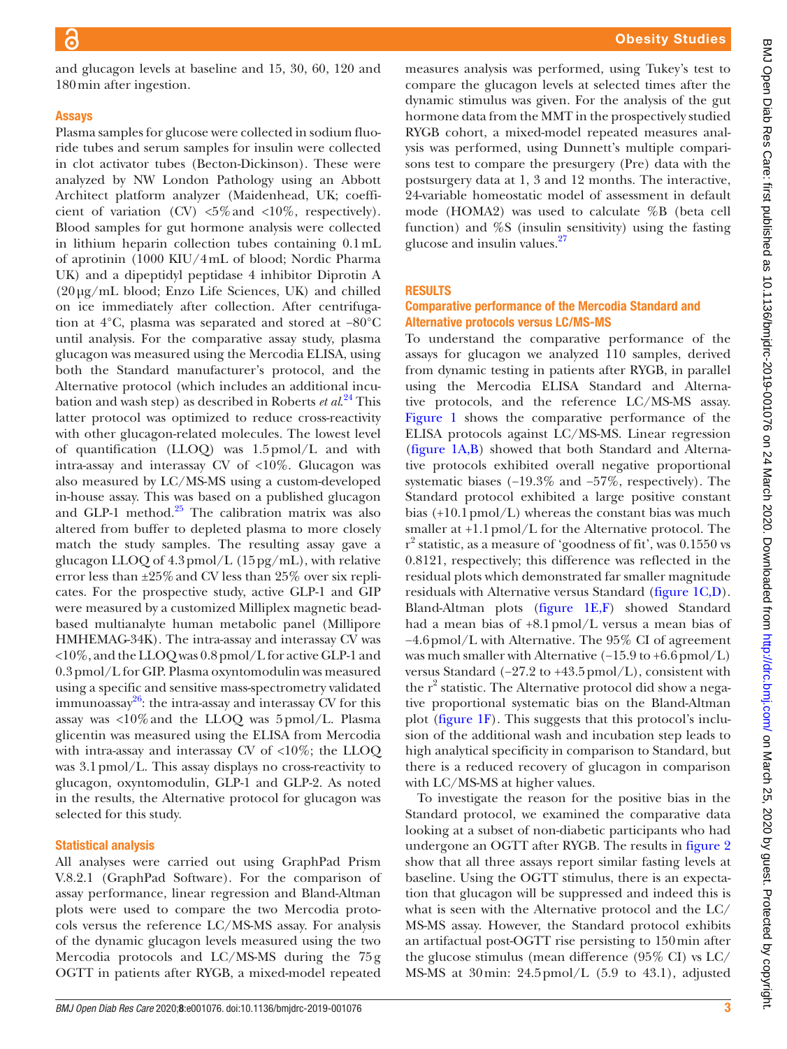and glucagon levels at baseline and 15, 30, 60, 120 and 180 min after ingestion.

### Assays

Plasma samples for glucose were collected in sodium fluoride tubes and serum samples for insulin were collected in clot activator tubes (Becton-Dickinson). These were analyzed by NW London Pathology using an Abbott Architect platform analyzer (Maidenhead, UK; coefficient of variation (CV) <5% and <10%, respectively). Blood samples for gut hormone analysis were collected in lithium heparin collection tubes containing 0.1 mL of aprotinin (1000 KIU/4 mL of blood; Nordic Pharma UK) and a dipeptidyl peptidase 4 inhibitor Diprotin A (20 µg/mL blood; Enzo Life Sciences, UK) and chilled on ice immediately after collection. After centrifugation at 4°C, plasma was separated and stored at −80°C until analysis. For the comparative assay study, plasma glucagon was measured using the Mercodia ELISA, using both the Standard manufacturer's protocol, and the Alternative protocol (which includes an additional incubation and wash step) as described in Roberts *et al*.[24] This latter protocol was optimized to reduce cross-reactivity with other glucagon-related molecules. The lowest level of quantification (LLOQ) was 1.5 pmol/L and with intra-assay and interassay CV of <10%. Glucagon was also measured by LC/MS-MS using a custom-developed in-house assay. This was based on a published glucagon and GLP-1 method.[25] The calibration matrix was also altered from buffer to depleted plasma to more closely match the study samples. The resulting assay gave a glucagon LLOQ of 4.3 pmol/L (15 pg/mL), with relative error less than ±25% and CV less than 25% over six replicates. For the prospective study, active GLP-1 and GIP were measured by a customized Milliplex magnetic bead-based multianalyte human metabolic panel (Millipore HMHEMAG-34K). The intra-assay and interassay CV was <10%, and the LLOQ was 0.8 pmol/L for active GLP-1 and 0.3 pmol/L for GIP. Plasma oxyntomodulin was measured using a specific and sensitive mass-spectrometry validated immunoassay[26]: the intra-assay and interassay CV for this assay was <10% and the LLOQ was 5 pmol/L. Plasma glicentin was measured using the ELISA from Mercodia with intra-assay and interassay CV of <10%; the LLOQ was 3.1 pmol/L. This assay displays no cross-reactivity to glucagon, oxyntomodulin, GLP-1 and GLP-2. As noted in the results, the Alternative protocol for glucagon was selected for this study.

### Statistical analysis

All analyses were carried out using GraphPad Prism V.8.2.1 (GraphPad Software). For the comparison of assay performance, linear regression and Bland-Altman plots were used to compare the two Mercodia protocols versus the reference LC/MS-MS assay. For analysis of the dynamic glucagon levels measured using the two Mercodia protocols and LC/MS-MS during the 75 g OGTT in patients after RYGB, a mixed-model repeated measures analysis was performed, using Tukey's test to compare the glucagon levels at selected times after the dynamic stimulus was given. For the analysis of the gut hormone data from the MMT in the prospectively studied RYGB cohort, a mixed-model repeated measures analysis was performed, using Dunnett's multiple comparisons test to compare the presurgery (Pre) data with the postsurgery data at 1, 3 and 12 months. The interactive, 24-variable homeostatic model of assessment in default mode (HOMA2) was used to calculate %B (beta cell function) and %S (insulin sensitivity) using the fasting glucose and insulin values.[27]

## RESULTS

### Comparative performance of the Mercodia Standard and Alternative protocols versus LC/MS-MS

To understand the comparative performance of the assays for glucagon we analyzed 110 samples, derived from dynamic testing in patients after RYGB, in parallel using the Mercodia ELISA Standard and Alternative protocols, and the reference LC/MS-MS assay. Figure 1 shows the comparative performance of the ELISA protocols against LC/MS-MS. Linear regression (figure 1A,B) showed that both Standard and Alternative protocols exhibited overall negative proportional systematic biases (−19.3% and −57%, respectively). The Standard protocol exhibited a large positive constant bias (+10.1 pmol/L) whereas the constant bias was much smaller at +1.1 pmol/L for the Alternative protocol. The $r^2$ statistic, as a measure of 'goodness of fit', was 0.1550 vs 0.8121, respectively; this difference was reflected in the residual plots which demonstrated far smaller magnitude residuals with Alternative versus Standard (figure 1C,D). Bland-Altman plots (figure 1E,F) showed Standard had a mean bias of +8.1 pmol/L versus a mean bias of −4.6 pmol/L with Alternative. The 95% CI of agreement was much smaller with Alternative (−15.9 to +6.6 pmol/L) versus Standard (−27.2 to +43.5 pmol/L), consistent with the $r^2$ statistic. The Alternative protocol did show a negative proportional systematic bias on the Bland-Altman plot (figure 1F). This suggests that this protocol's inclusion of the additional wash and incubation step leads to high analytical specificity in comparison to Standard, but there is a reduced recovery of glucagon in comparison with LC/MS-MS at higher values.

To investigate the reason for the positive bias in the Standard protocol, we examined the comparative data looking at a subset of non-diabetic participants who had undergone an OGTT after RYGB. The results in figure 2 show that all three assays report similar fasting levels at baseline. Using the OGTT stimulus, there is an expectation that glucagon will be suppressed and indeed this is what is seen with the Alternative protocol and the LC/MS-MS assay. However, the Standard protocol exhibits an artifactual post-OGTT rise persisting to 150 min after the glucose stimulus (mean difference (95% CI) vs LC/MS-MS at 30 min: 24.5 pmol/L (5.9 to 43.1), adjusted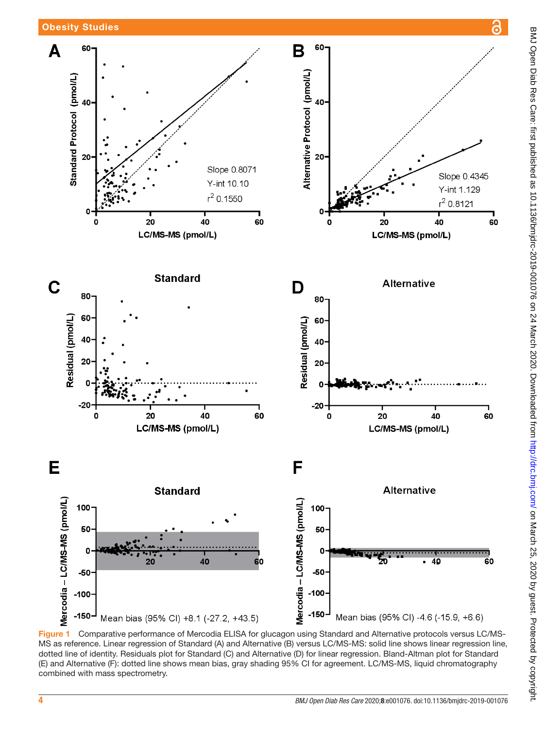**Figure 1** Comparative performance of Mercodia ELISA for glucagon using Standard and Alternative protocols versus LC/MS-MS as reference. Linear regression of Standard (A) and Alternative (B) versus LC/MS-MS: solid line shows linear regression line, dotted line of identity. Residuals plot for Standard (C) and Alternative (D) for linear regression. Bland-Altman plot for Standard (E) and Alternative (F): dotted line shows mean bias, gray shading 95% CI for agreement. LC/MS-MS, liquid chromatography combined with mass spectrometry.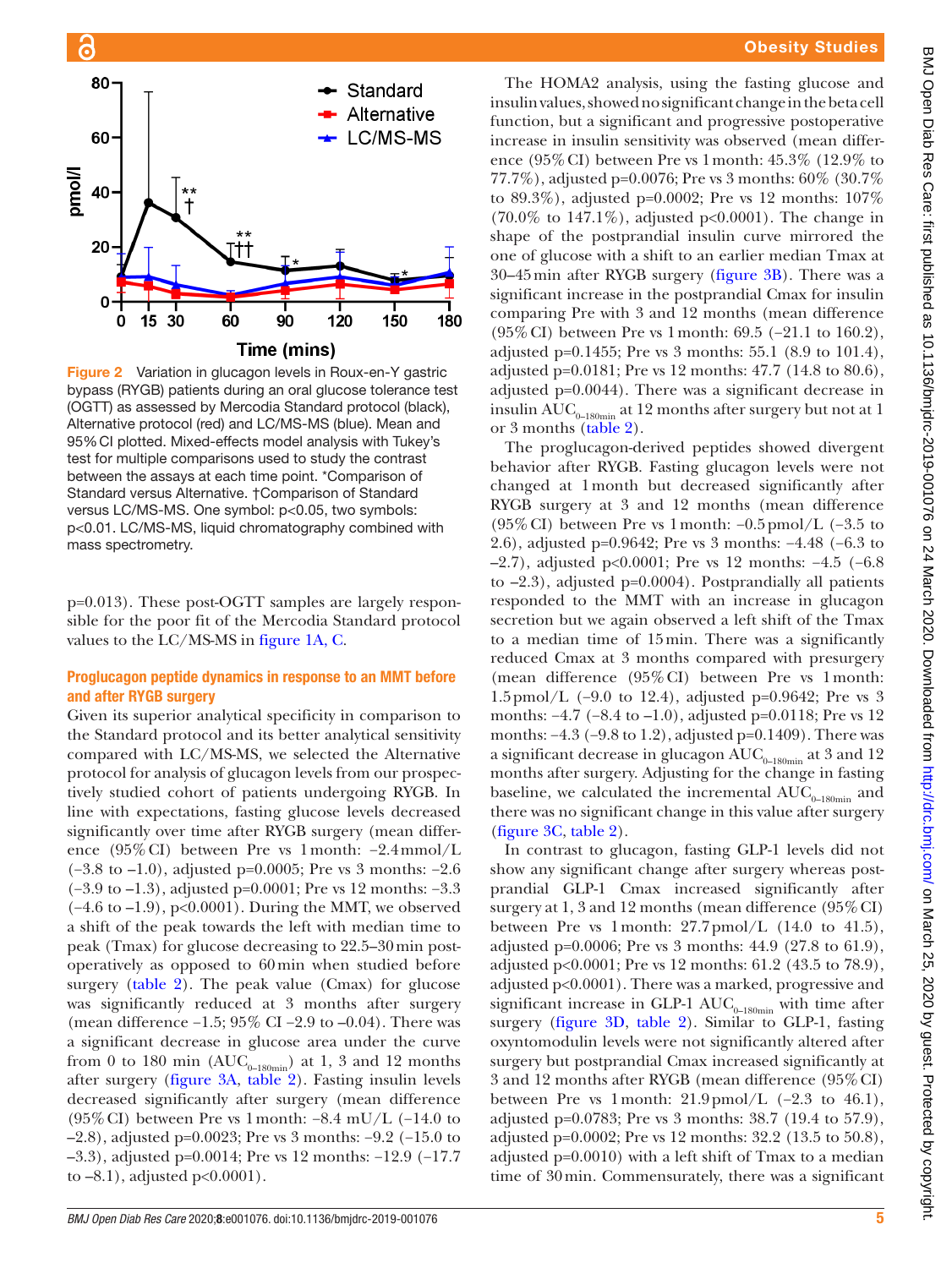Figure 2 Variation in glucagon levels in Roux-en-Y gastric bypass (RYGB) patients during an oral glucose tolerance test (OGTT) as assessed by Mercodia Standard protocol (black), Alternative protocol (red) and LC/MS-MS (blue). Mean and 95% CI plotted. Mixed-effects model analysis with Tukey's test for multiple comparisons used to study the contrast between the assays at each time point. *Comparison of Standard versus Alternative. †Comparison of Standard versus LC/MS-MS. One symbol: p<0.05, two symbols: p<0.01. LC/MS-MS, liquid chromatography combined with mass spectrometry.

p=0.013). These post-OGTT samples are largely responsible for the poor fit of the Mercodia Standard protocol values to the LC/MS-MS in figure 1A, C.

### Proglucagon peptide dynamics in response to an MMT before and after RYGB surgery

Given its superior analytical specificity in comparison to the Standard protocol and its better analytical sensitivity compared with LC/MS-MS, we selected the Alternative protocol for analysis of glucagon levels from our prospectively studied cohort of patients undergoing RYGB. In line with expectations, fasting glucose levels decreased significantly over time after RYGB surgery (mean difference (95% CI) between Pre vs 1 month: −2.4 mmol/L (−3.8 to −1.0), adjusted p=0.0005; Pre vs 3 months: −2.6 (−3.9 to −1.3), adjusted p=0.0001; Pre vs 12 months: −3.3 (−4.6 to −1.9), p<0.0001). During the MMT, we observed a shift of the peak towards the left with median time to peak (Tmax) for glucose decreasing to 22.5–30 min postoperatively as opposed to 60 min when studied before surgery (table 2). The peak value (Cmax) for glucose was significantly reduced at 3 months after surgery (mean difference −1.5; 95% CI −2.9 to −0.04). There was a significant decrease in glucose area under the curve from 0 to 180 min ($AUC_{0-180min}$) at 1, 3 and 12 months after surgery (figure 3A, table 2). Fasting insulin levels decreased significantly after surgery (mean difference (95% CI) between Pre vs 1 month: −8.4 mU/L (−14.0 to −2.8), adjusted p=0.0023; Pre vs 3 months: −9.2 (−15.0 to −3.3), adjusted p=0.0014; Pre vs 12 months: −12.9 (−17.7 to −8.1), adjusted p<0.0001).

The HOMA2 analysis, using the fasting glucose and insulin values, showed no significant change in the beta cell function, but a significant and progressive postoperative increase in insulin sensitivity was observed (mean difference (95% CI) between Pre vs 1 month: 45.3% (12.9% to 77.7%), adjusted p=0.0076; Pre vs 3 months: 60% (30.7% to 89.3%), adjusted p=0.0002; Pre vs 12 months: 107% (70.0% to 147.1%), adjusted p<0.0001). The change in shape of the postprandial insulin curve mirrored the one of glucose with a shift to an earlier median Tmax at 30–45 min after RYGB surgery (figure 3B). There was a significant increase in the postprandial Cmax for insulin comparing Pre with 3 and 12 months (mean difference (95% CI) between Pre vs 1 month: 69.5 (−21.1 to 160.2), adjusted p=0.1455; Pre vs 3 months: 55.1 (8.9 to 101.4), adjusted p=0.0181; Pre vs 12 months: 47.7 (14.8 to 80.6), adjusted p=0.0044). There was a significant decrease in insulin $AUC_{0-180min}$ at 12 months after surgery but not at 1 or 3 months (table 2).

The proglucagon-derived peptides showed divergent behavior after RYGB. Fasting glucagon levels were not changed at 1 month but decreased significantly after RYGB surgery at 3 and 12 months (mean difference (95% CI) between Pre vs 1 month: −0.5 pmol/L (−3.5 to 2.6), adjusted p=0.9642; Pre vs 3 months: −4.48 (−6.3 to −2.7), adjusted p<0.0001; Pre vs 12 months: −4.5 (−6.8 to −2.3), adjusted p=0.0004). Postprandially all patients responded to the MMT with an increase in glucagon secretion but we again observed a left shift of the Tmax to a median time of 15 min. There was a significantly reduced Cmax at 3 months compared with presurgery (mean difference (95% CI) between Pre vs 1 month: 1.5 pmol/L (−9.0 to 12.4), adjusted p=0.9642; Pre vs 3 months: −4.7 (−8.4 to −1.0), adjusted p=0.0118; Pre vs 12 months: −4.3 (−9.8 to 1.2), adjusted p=0.1409). There was a significant decrease in glucagon $AUC_{0-180min}$ at 3 and 12 months after surgery. Adjusting for the change in fasting baseline, we calculated the incremental $AUC_{0-180min}$ and there was no significant change in this value after surgery (figure 3C, table 2).

In contrast to glucagon, fasting GLP-1 levels did not show any significant change after surgery whereas postprandial GLP-1 Cmax increased significantly after surgery at 1, 3 and 12 months (mean difference (95% CI) between Pre vs 1 month: 27.7 pmol/L (14.0 to 41.5), adjusted p=0.0006; Pre vs 3 months: 44.9 (27.8 to 61.9), adjusted p<0.0001; Pre vs 12 months: 61.2 (43.5 to 78.9), adjusted p<0.0001). There was a marked, progressive and significant increase in GLP-1 $AUC_{0-180min}$ with time after surgery (figure 3D, table 2). Similar to GLP-1, fasting oxyntomodulin levels were not significantly altered after surgery but postprandial Cmax increased significantly at 3 and 12 months after RYGB (mean difference (95% CI) between Pre vs 1 month: 21.9 pmol/L (−2.3 to 46.1), adjusted p=0.0783; Pre vs 3 months: 38.7 (19.4 to 57.9), adjusted p=0.0002; Pre vs 12 months: 32.2 (13.5 to 50.8), adjusted p=0.0010) with a left shift of Tmax to a median time of 30 min. Commensurately, there was a significant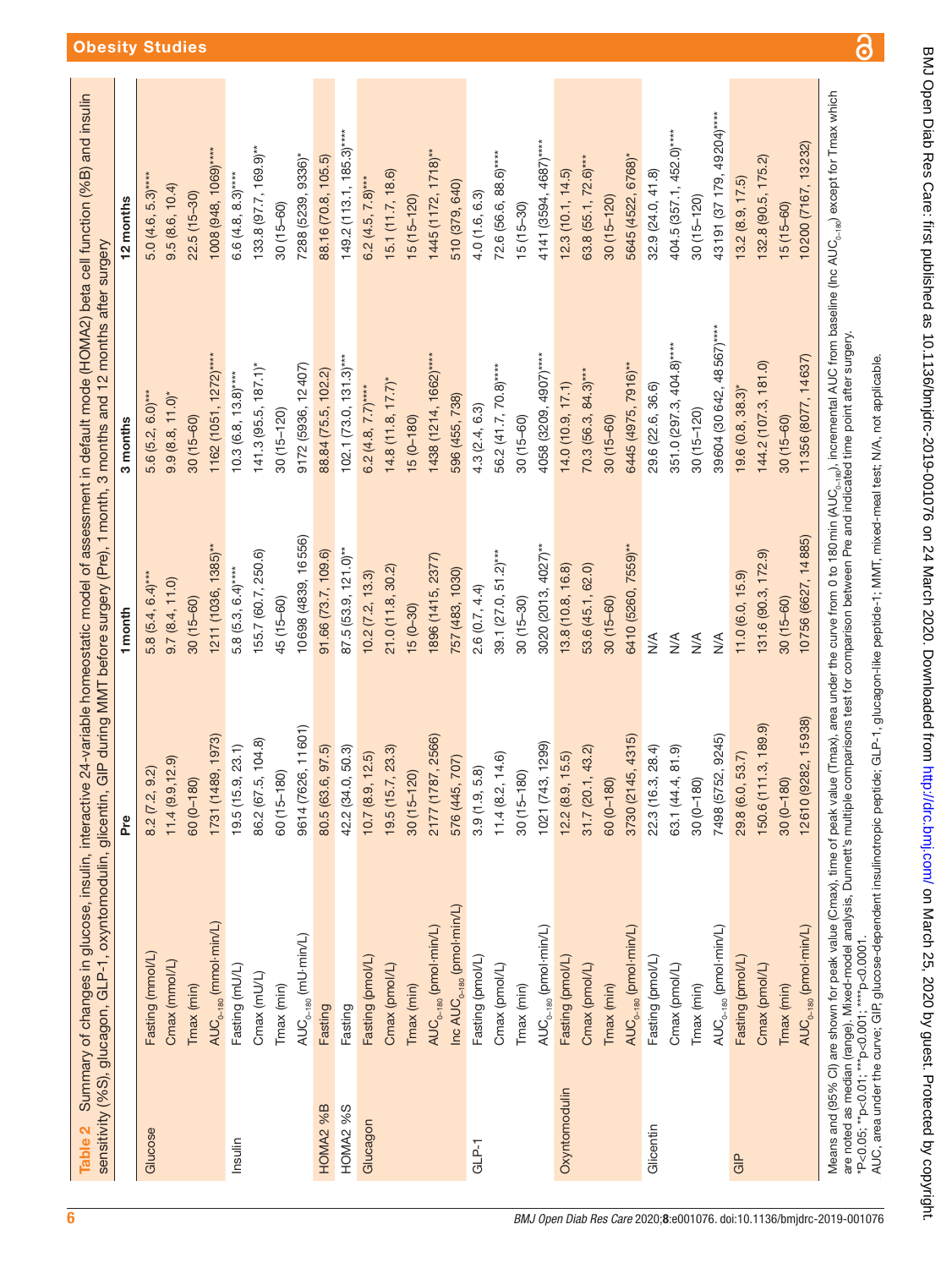**Table 2** Summary of changes in glucose, insulin, interactive 24-variable homeostatic model of assessment in default mode (HOMA2) beta cell function (%B) and insulin sensitivity (%S), glucagon, GLP-1, oxyntomodulin, glicentin, GIP during MMT before surgery (Pre), 1 month, 3 months and 12 months after surgery

| | | Pre | 1 month | 3 months | 12 months |
|---|---|---|---|---|---|
| Glucose | Fasting (mmol/L) | 8.2 (7.2, 9.2) | 5.8 (5.4, 6.4)*** | 5.6 (5.2, 6.0)*** | 5.0 (4.6, 5.3)**** |
| | Cmax (mmol/L) | 11.4 (9.9,12.9) | 9.7 (8.4, 11.0) | 9.9 (8.8, 11.0)* | 9.5 (8.6, 10.4) |
| | Tmax (min) | 60 (0–180) | 30 (15–60) | 30 (15–60) | 22.5 (15–30) |
| | $AUC_{0-180}$ (mmol·min/L) | 1731 (1489, 1973) | 1211 (1036, 1385)** | 1162 (1051, 1272)**** | 1008 (948, 1069)**** |
| Insulin | Fasting (mU/L) | 19.5 (15.9, 23.1) | 5.8 (5.3, 6.4)**** | 10.3 (6.8, 13.8)**** | 6.6 (4.8, 8.3)**** |
| | Cmax (mU/L) | 86.2 (67.5, 104.8) | 155.7 (60.7, 250.6) | 141.3 (95.5, 187.1)* | 133.8 (97.7, 169.9)** |
| | Tmax (min) | 60 (15–180) | 45 (15–60) | 30 (15–120) | 30 (15–60) |
| | $AUC_{0-180}$ (mU·min/L) | 9614 (7626, 11601) | 10698 (4839, 16556) | 9172 (5936, 12407) | 7288 (5239, 9336)* |
| HOMA2 %B | Fasting | 80.5 (63.6, 97.5) | 91.66 (73.7, 109.6) | 88.84 (75.5, 102.2) | 88.16 (70.8, 105.5) |
| HOMA2 %S | Fasting | 42.2 (34.0, 50.3) | 87.5 (53.9, 121.0)** | 102.1 (73.0, 131.3)*** | 149.2 (113.1, 185.3)**** |
| Glucagon | Fasting (pmol/L) | 10.7 (8.9, 12.5) | 10.2 (7.2, 13.3) | 6.2 (4.8, 7.7)**** | 6.2 (4.5, 7.8)*** |
| | Cmax (pmol/L) | 19.5 (15.7, 23.3) | 21.0 (11.8, 30.2) | 14.8 (11.8, 17.7)* | 15.1 (11.7, 18.6) |
| | Tmax (min) | 30 (15–120) | 15 (0–30) | 15 (0–180) | 15 (15–120) |
| | $AUC_{0-180}$ (pmol·min/L) | 2177 (1787, 2566) | 1896 (1415, 2377) | 1438 (1214, 1662)**** | 1445 (1172, 1718)** |
| | Inc $AUC_{0-180}$ (pmol·min/L) | 576 (445, 707) | 757 (483, 1030) | 596 (455, 738) | 510 (379, 640) |
| GLP-1 | Fasting (pmol/L) | 3.9 (1.9, 5.8) | 2.6 (0.7, 4.4) | 4.3 (2.4, 6.3) | 4.0 (1.6, 6.3) |
| | Cmax (pmol/L) | 11.4 (8.2, 14.6) | 39.1 (27.0, 51.2)*** | 56.2 (41.7, 70.8)**** | 72.6 (56.6, 88.6)**** |
| | Tmax (min) | 30 (15–180) | 30 (15–30) | 30 (15–60) | 15 (15–30) |
| | $AUC_{0-180}$ (pmol·min/L) | 1021 (743, 1299) | 3020 (2013, 4027)** | 4058 (3209, 4907)**** | 4141 (3594, 4687)**** |
| Oxyntomodulin | Fasting (pmol/L) | 12.2 (8.9, 15.5) | 13.8 (10.8, 16.8) | 14.0 (10.9, 17.1) | 12.3 (10.1, 14.5) |
| | Cmax (pmol/L) | 31.7 (20.1, 43.2) | 53.6 (45.1, 62.0) | 70.3 (56.3, 84.3)*** | 63.8 (55.1, 72.6)*** |
| | Tmax (min) | 60 (15–180) | 30 (15–60) | 30 (15–60) | 30 (15–120) |
| | $AUC_{0-180}$ (pmol·min/L) | 3730 (2145, 4315) | 6410 (5260, 7559)** | 6445 (4975, 7916)** | 5645 (4522, 6768)* |
| Glicentin | Fasting (pmol/L) | 22.3 (16.3, 28.4) | N/A | 29.6 (22.6, 36.6) | 32.9 (24.0, 41.8) |
| | Cmax (pmol/L) | 63.1 (44.4, 81.9) | N/A | 351.0 (297.3, 404.8)**** | 404.5 (357.1, 452.0)**** |
| | Tmax (min) | 30 (0–180) | N/A | 30 (15–120) | 30 (15–120) |
| | $AUC_{0-180}$ (pmol·min/L) | 7498 (5752, 9245) | N/A | 39604 (30642, 48567)**** | 43191 (37179, 49204)**** |
| GIP | Fasting (pmol/L) | 29.8 (6.0, 53.7) | 11.0 (6.0, 15.9) | 19.6 (0.8, 38.3)* | 13.2 (8.9, 17.5) |
| | Cmax (pmol/L) | 150.6 (111.3, 189.9) | 131.6 (90.3, 172.9) | 144.2 (107.3, 181.0) | 132.8 (90.5, 175.2) |
| | Tmax (min) | 30 (0–180) | 30 (15–60) | 30 (15–60) | 15 (15–60) |
| | $AUC_{0-180}$ (pmol·min/L) | 12610 (9282, 15938) | 10756 (6627, 14885) | 11356 (8077, 14637) | 10200 (7167, 13232) |

Means and (95% CI) are shown for peak value (Cmax), time of peak value (Tmax), area under the curve from 0 to 180 min ($AUC_{0-180}$), incremental AUC from baseline (Inc $AUC_{0-180}$) except for Tmax which are noted as median (range). Mixed-model analysis, Dunnett's multiple comparisons test for comparison between Pre and indicated time point after surgery.
*P<0.05; **p<0.01; ***p<0.001; ****p<0.0001.
AUC, area under the curve; GIP, glucose-dependent insulinotropic peptide; GLP-1, glucagon-like peptide-1; MMT, mixed-meal test; N/A, not applicable.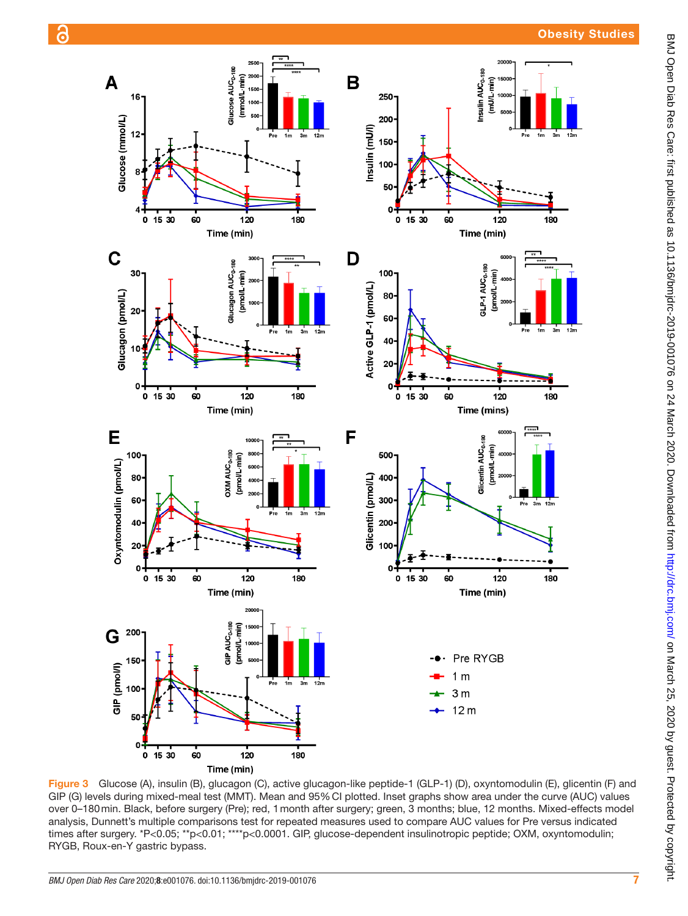Figure 3 Glucose (A), insulin (B), glucagon (C), active glucagon-like peptide-1 (GLP-1) (D), oxyntomodulin (E), glicentin (F) and GIP (G) levels during mixed-meal test (MMT). Mean and 95% CI plotted. Inset graphs show area under the curve (AUC) values over 0–180 min. Black, before surgery (Pre); red, 1 month after surgery; green, 3 months; blue, 12 months. Mixed-effects model analysis, Dunnett's multiple comparisons test for repeated measures used to compare AUC values for Pre versus indicated times after surgery. *P<0.05; **p<0.01; ****p<0.0001. GIP, glucose-dependent insulinotropic peptide; OXM, oxyntomodulin; RYGB, Roux-en-Y gastric bypass.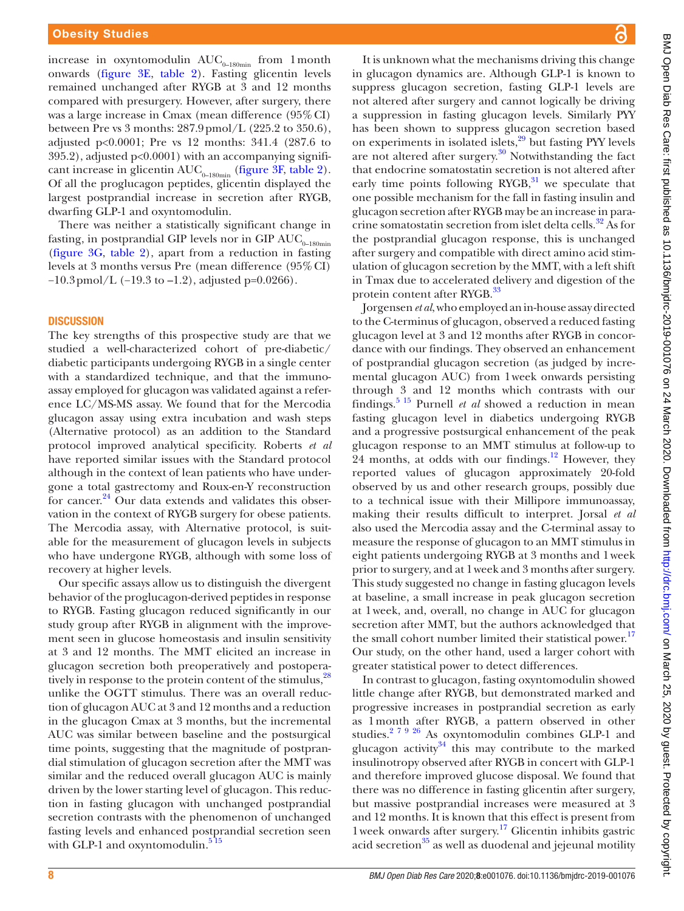increase in oxyntomodulin $AUC_{0-180min}$ from 1 month onwards (figure 3E, table 2). Fasting glicentin levels remained unchanged after RYGB at 3 and 12 months compared with presurgery. However, after surgery, there was a large increase in Cmax (mean difference (95% CI) between Pre vs 3 months: 287.9 pmol/L (225.2 to 350.6), adjusted $p<0.0001$; Pre vs 12 months: 341.4 (287.6 to 395.2), adjusted $p<0.0001$) with an accompanying significant increase in glicentin $AUC_{0-180min}$ (figure 3F, table 2). Of all the proglucagon peptides, glicentin displayed the largest postprandial increase in secretion after RYGB, dwarfing GLP-1 and oxyntomodulin.

There was neither a statistically significant change in fasting, in postprandial GIP levels nor in GIP $AUC_{0-180min}$ (figure 3G, table 2), apart from a reduction in fasting levels at 3 months versus Pre (mean difference (95% CI) −10.3 pmol/L (−19.3 to −1.2), adjusted p=0.0266).

## DISCUSSION

The key strengths of this prospective study are that we studied a well-characterized cohort of pre-diabetic/diabetic participants undergoing RYGB in a single center with a standardized technique, and that the immunoassay employed for glucagon was validated against a reference LC/MS-MS assay. We found that for the Mercodia glucagon assay using extra incubation and wash steps (Alternative protocol) as an addition to the Standard protocol improved analytical specificity. Roberts *et al* have reported similar issues with the Standard protocol although in the context of lean patients who have undergone a total gastrectomy and Roux-en-Y reconstruction for cancer.[24] Our data extends and validates this observation in the context of RYGB surgery for obese patients. The Mercodia assay, with Alternative protocol, is suitable for the measurement of glucagon levels in subjects who have undergone RYGB, although with some loss of recovery at higher levels.

Our specific assays allow us to distinguish the divergent behavior of the proglucagon-derived peptides in response to RYGB. Fasting glucagon reduced significantly in our study group after RYGB in alignment with the improvement seen in glucose homeostasis and insulin sensitivity at 3 and 12 months. The MMT elicited an increase in glucagon secretion both preoperatively and postoperatively in response to the protein content of the stimulus,[28] unlike the OGTT stimulus. There was an overall reduction of glucagon AUC at 3 and 12 months and a reduction in the glucagon Cmax at 3 months, but the incremental AUC was similar between baseline and the postsurgical time points, suggesting that the magnitude of postprandial stimulation of glucagon secretion after the MMT was similar and the reduced overall glucagon AUC is mainly driven by the lower starting level of glucagon. This reduction in fasting glucagon with unchanged postprandial secretion contrasts with the phenomenon of unchanged fasting levels and enhanced postprandial secretion seen with GLP-1 and oxyntomodulin.[5,15]

It is unknown what the mechanisms driving this change in glucagon dynamics are. Although GLP-1 is known to suppress glucagon secretion, fasting GLP-1 levels are not altered after surgery and cannot logically be driving a suppression in fasting glucagon levels. Similarly PYY has been shown to suppress glucagon secretion based on experiments in isolated islets,[29] but fasting PYY levels are not altered after surgery.[30] Notwithstanding the fact that endocrine somatostatin secretion is not altered after early time points following RYGB,[31] we speculate that one possible mechanism for the fall in fasting insulin and glucagon secretion after RYGB may be an increase in paracrine somatostatin secretion from islet delta cells.[32] As for the postprandial glucagon response, this is unchanged after surgery and compatible with direct amino acid stimulation of glucagon secretion by the MMT, with a left shift in Tmax due to accelerated delivery and digestion of the protein content after RYGB.[33]

Jorgensen *et al*, who employed an in-house assay directed to the C-terminus of glucagon, observed a reduced fasting glucagon level at 3 and 12 months after RYGB in concordance with our findings. They observed an enhancement of postprandial glucagon secretion (as judged by incremental glucagon AUC) from 1 week onwards persisting through 3 and 12 months which contrasts with our findings.[5,15] Purnell *et al* showed a reduction in mean fasting glucagon level in diabetics undergoing RYGB and a progressive postsurgical enhancement of the peak glucagon response to an MMT stimulus at follow-up to 24 months, at odds with our findings.[12] However, they reported values of glucagon approximately 20-fold observed by us and other research groups, possibly due to a technical issue with their Millipore immunoassay, making their results difficult to interpret. Jorsal *et al* also used the Mercodia assay and the C-terminal assay to measure the response of glucagon to an MMT stimulus in eight patients undergoing RYGB at 3 months and 1 week prior to surgery, and at 1 week and 3 months after surgery. This study suggested no change in fasting glucagon levels at baseline, a small increase in peak glucagon secretion at 1 week, and, overall, no change in AUC for glucagon secretion after MMT, but the authors acknowledged that the small cohort number limited their statistical power.[17] Our study, on the other hand, used a larger cohort with greater statistical power to detect differences.

In contrast to glucagon, fasting oxyntomodulin showed little change after RYGB, but demonstrated marked and progressive increases in postprandial secretion as early as 1 month after RYGB, a pattern observed in other studies.[2,7,9,26] As oxyntomodulin combines GLP-1 and glucagon activity[34] this may contribute to the marked insulinotropy observed after RYGB in concert with GLP-1 and therefore improved glucose disposal. We found that there was no difference in fasting glicentin after surgery, but massive postprandial increases were measured at 3 and 12 months. It is known that this effect is present from 1 week onwards after surgery.[17] Glicentin inhibits gastric acid secretion[35] as well as duodenal and jejeunal motility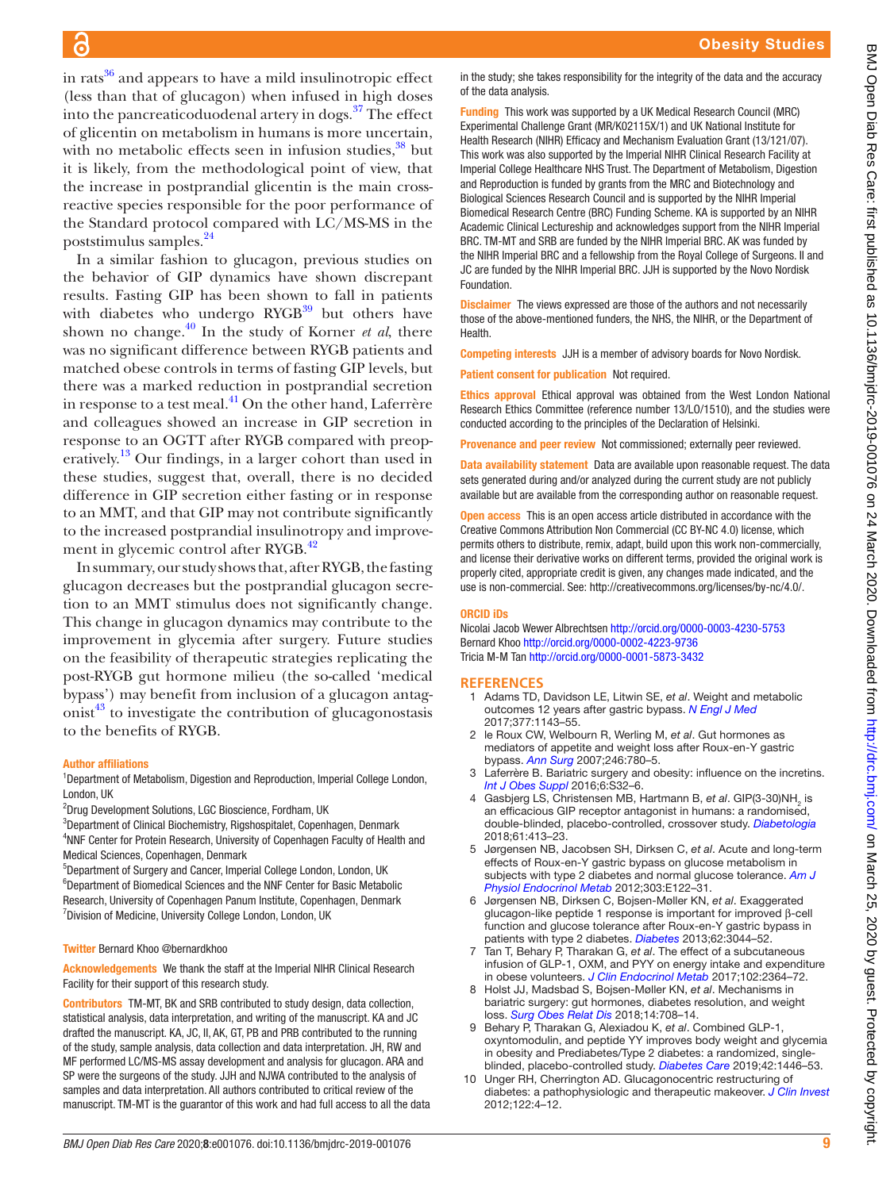in rats[36] and appears to have a mild insulinotropic effect (less than that of glucagon) when infused in high doses into the pancreaticoduodenal artery in dogs.[37] The effect of glicentin on metabolism in humans is more uncertain, with no metabolic effects seen in infusion studies,[38] but it is likely, from the methodological point of view, that the increase in postprandial glicentin is the main cross-reactive species responsible for the poor performance of the Standard protocol compared with LC/MS-MS in the poststimulus samples.[24]

In a similar fashion to glucagon, previous studies on the behavior of GIP dynamics have shown discrepant results. Fasting GIP has been shown to fall in patients with diabetes who undergo RYGB[39] but others have shown no change.[40] In the study of Korner *et al*, there was no significant difference between RYGB patients and matched obese controls in terms of fasting GIP levels, but there was a marked reduction in postprandial secretion in response to a test meal.[41] On the other hand, Laferrère and colleagues showed an increase in GIP secretion in response to an OGTT after RYGB compared with preoperatively.[13] Our findings, in a larger cohort than used in these studies, suggest that, overall, there is no decided difference in GIP secretion either fasting or in response to an MMT, and that GIP may not contribute significantly to the increased postprandial insulinotropy and improvement in glycemic control after RYGB.[42]

In summary, our study shows that, after RYGB, the fasting glucagon decreases but the postprandial glucagon secretion to an MMT stimulus does not significantly change. This change in glucagon dynamics may contribute to the improvement in glycemia after surgery. Future studies on the feasibility of therapeutic strategies replicating the post-RYGB gut hormone milieu (the so-called 'medical bypass') may benefit from inclusion of a glucagon antagonist[43] to investigate the contribution of glucagonostasis to the benefits of RYGB.

**Author affiliations**

[1]Department of Metabolism, Digestion and Reproduction, Imperial College London, London, UK
[2]Drug Development Solutions, LGC Bioscience, Fordham, UK
[3]Department of Clinical Biochemistry, Rigshospitalet, Copenhagen, Denmark
[4]NNF Center for Protein Research, University of Copenhagen Faculty of Health and Medical Sciences, Copenhagen, Denmark
[5]Department of Surgery and Cancer, Imperial College London, London, UK
[6]Department of Biomedical Sciences and the NNF Center for Basic Metabolic Research, University of Copenhagen Panum Institute, Copenhagen, Denmark
[7]Division of Medicine, University College London, London, UK

**Twitter** Bernard Khoo @bernardkhoo

**Acknowledgements** We thank the staff at the Imperial NIHR Clinical Research Facility for their support of this research study.

**Contributors** TM-MT, BK and SRB contributed to study design, data collection, statistical analysis, data interpretation, and writing of the manuscript. KA and JC drafted the manuscript. KA, JC, II, AK, GT, PB and PRB contributed to the running of the study, sample analysis, data collection and data interpretation. JH, RW and MF performed LC/MS-MS assay development and analysis for glucagon. ARA and SP were the surgeons of the study. JJH and NJWA contributed to the analysis of samples and data interpretation. All authors contributed to critical review of the manuscript. TM-MT is the guarantor of this work and had full access to all the data in the study; she takes responsibility for the integrity of the data and the accuracy of the data analysis.

**Funding** This work was supported by a UK Medical Research Council (MRC) Experimental Challenge Grant (MR/K02115X/1) and UK National Institute for Health Research (NIHR) Efficacy and Mechanism Evaluation Grant (13/121/07). This work was also supported by the Imperial NIHR Clinical Research Facility at Imperial College Healthcare NHS Trust. The Department of Metabolism, Digestion and Reproduction is funded by grants from the MRC and Biotechnology and Biological Sciences Research Council and is supported by the NIHR Imperial Biomedical Research Centre (BRC) Funding Scheme. KA is supported by an NIHR Academic Clinical Lectureship and acknowledges support from the NIHR Imperial BRC. TM-MT and SRB are funded by the NIHR Imperial BRC. AK was funded by the NIHR Imperial BRC and a fellowship from the Royal College of Surgeons. II and JC are funded by the NIHR Imperial BRC. JJH is supported by the Novo Nordisk Foundation.

**Disclaimer** The views expressed are those of the authors and not necessarily those of the above-mentioned funders, the NHS, the NIHR, or the Department of Health.

**Competing interests** JJH is a member of advisory boards for Novo Nordisk.

**Patient consent for publication** Not required.

**Ethics approval** Ethical approval was obtained from the West London National Research Ethics Committee (reference number 13/LO/1510), and the studies were conducted according to the principles of the Declaration of Helsinki.

**Provenance and peer review** Not commissioned; externally peer reviewed.

**Data availability statement** Data are available upon reasonable request. The data sets generated during and/or analyzed during the current study are not publicly available but are available from the corresponding author on reasonable request.

**Open access** This is an open access article distributed in accordance with the Creative Commons Attribution Non Commercial (CC BY-NC 4.0) license, which permits others to distribute, remix, adapt, build upon this work non-commercially, and license their derivative works on different terms, provided the original work is properly cited, appropriate credit is given, any changes made indicated, and the use is non-commercial. See: http://creativecommons.org/licenses/by-nc/4.0/.

**ORCID iDs**

Nicolai Jacob Wewer Albrechtsen http://orcid.org/0000-0003-4230-5753
Bernard Khoo http://orcid.org/0000-0002-4223-9736
Tricia M-M Tan http://orcid.org/0000-0001-5873-3432

## REFERENCES

1. Adams TD, Davidson LE, Litwin SE, *et al*. Weight and metabolic outcomes 12 years after gastric bypass. *N Engl J Med* 2017;377:1143–55.
2. le Roux CW, Welbourn R, Werling M, *et al*. Gut hormones as mediators of appetite and weight loss after Roux-en-Y gastric bypass. *Ann Surg* 2007;246:780–5.
3. Laferrère B. Bariatric surgery and obesity: influence on the incretins. *Int J Obes Suppl* 2016;6:S32–6.
4. Gasbjerg LS, Christensen MB, Hartmann B, *et al*. GIP(3-30)$NH_2$ is an efficacious GIP receptor antagonist in humans: a randomised, double-blinded, placebo-controlled, crossover study. *Diabetologia* 2018;61:413–23.
5. Jørgensen NB, Jacobsen SH, Dirksen C, *et al*. Acute and long-term effects of Roux-en-Y gastric bypass on glucose metabolism in subjects with type 2 diabetes and normal glucose tolerance. *Am J Physiol Endocrinol Metab* 2012;303:E122–31.
6. Jørgensen NB, Dirksen C, Bojsen-Møller KN, *et al*. Exaggerated glucagon-like peptide 1 response is important for improved β-cell function and glucose tolerance after Roux-en-Y gastric bypass in patients with type 2 diabetes. *Diabetes* 2013;62:3044–52.
7. Tan T, Behary P, Tharakan G, *et al*. The effect of a subcutaneous infusion of GLP-1, OXM, and PYY on energy intake and expenditure in obese volunteers. *J Clin Endocrinol Metab* 2017;102:2364–72.
8. Holst JJ, Madsbad S, Bojsen-Møller KN, *et al*. Mechanisms in bariatric surgery: gut hormones, diabetes resolution, and weight loss. *Surg Obes Relat Dis* 2018;14:708–14.
9. Behary P, Tharakan G, Alexiadou K, *et al*. Combined GLP-1, oxyntomodulin, and peptide YY improves body weight and glycemia in obesity and Prediabetes/Type 2 diabetes: a randomized, single-blinded, placebo-controlled study. *Diabetes Care* 2019;42:1446–53.
10. Unger RH, Cherrington AD. Glucagonocentric restructuring of diabetes: a pathophysiologic and therapeutic makeover. *J Clin Invest* 2012;122:4–12.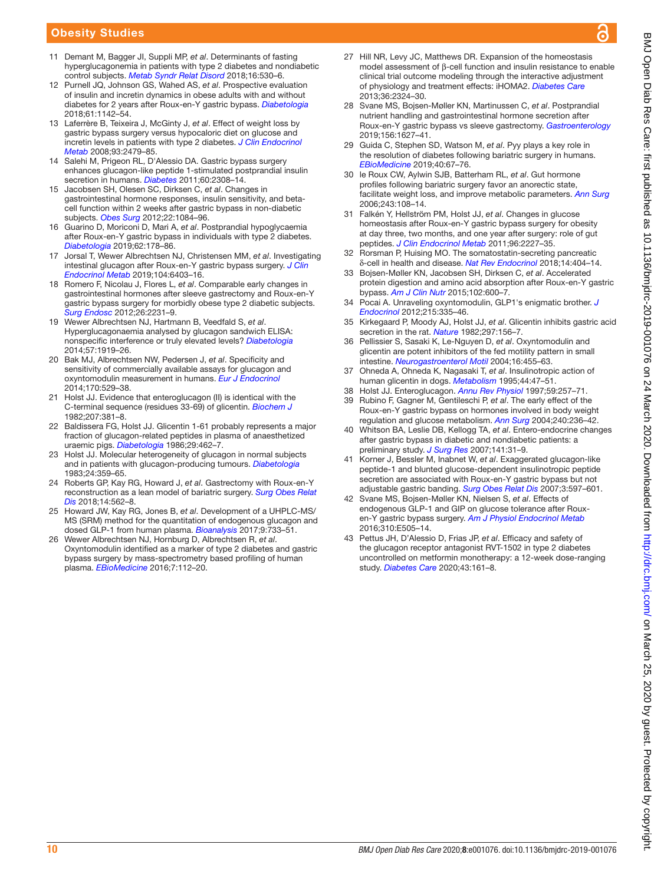11 Demant M, Bagger JI, Suppli MP, *et al*. Determinants of fasting hyperglucagonemia in patients with type 2 diabetes and nondiabetic control subjects. *Metab Syndr Relat Disord* 2018;16:530–6.
12 Purnell JQ, Johnson GS, Wahed AS, *et al*. Prospective evaluation of insulin and incretin dynamics in obese adults with and without diabetes for 2 years after Roux-en-Y gastric bypass. *Diabetologia* 2018;61:1142–54.
13 Laferrère B, Teixeira J, McGinty J, *et al*. Effect of weight loss by gastric bypass surgery versus hypocaloric diet on glucose and incretin levels in patients with type 2 diabetes. *J Clin Endocrinol Metab* 2008;93:2479–85.
14 Salehi M, Prigeon RL, D'Alessio DA. Gastric bypass surgery enhances glucagon-like peptide 1-stimulated postprandial insulin secretion in humans. *Diabetes* 2011;60:2308–14.
15 Jacobsen SH, Olesen SC, Dirksen C, *et al*. Changes in gastrointestinal hormone responses, insulin sensitivity, and beta-cell function within 2 weeks after gastric bypass in non-diabetic subjects. *Obes Surg* 2012;22:1084–96.
16 Guarino D, Moriconi D, Mari A, *et al*. Postprandial hypoglycaemia after Roux-en-Y gastric bypass in individuals with type 2 diabetes. *Diabetologia* 2019;62:178–86.
17 Jorsal T, Wewer Albrechtsen NJ, Christensen MM, *et al*. Investigating intestinal glucagon after Roux-en-Y gastric bypass surgery. *J Clin Endocrinol Metab* 2019;104:6403–16.
18 Romero F, Nicolau J, Flores L, *et al*. Comparable early changes in gastrointestinal hormones after sleeve gastrectomy and Roux-en-Y gastric bypass surgery for morbidly obese type 2 diabetic subjects. *Surg Endosc* 2012;26:2231–9.
19 Wewer Albrechtsen NJ, Hartmann B, Veedfald S, *et al*. Hyperglucagonaemia analysed by glucagon sandwich ELISA: nonspecific interference or truly elevated levels? *Diabetologia* 2014;57:1919–26.
20 Bak MJ, Albrechtsen NW, Pedersen J, *et al*. Specificity and sensitivity of commercially available assays for glucagon and oxyntomodulin measurement in humans. *Eur J Endocrinol* 2014;170:529–38.
21 Holst JJ. Evidence that enteroglucagon (II) is identical with the C-terminal sequence (residues 33-69) of glicentin. *Biochem J* 1982;207:381–8.
22 Baldissera FG, Holst JJ. Glicentin 1-61 probably represents a major fraction of glucagon-related peptides in plasma of anaesthetized uraemic pigs. *Diabetologia* 1986;29:462–7.
23 Holst JJ. Molecular heterogeneity of glucagon in normal subjects and in patients with glucagon-producing tumours. *Diabetologia* 1983;24:359–65.
24 Roberts GP, Kay RG, Howard J, *et al*. Gastrectomy with Roux-en-Y reconstruction as a lean model of bariatric surgery. *Surg Obes Relat Dis* 2018;14:562–8.
25 Howard JW, Kay RG, Jones B, *et al*. Development of a UHPLC-MS/MS (SRM) method for the quantitation of endogenous glucagon and dosed GLP-1 from human plasma. *Bioanalysis* 2017;9:733–51.
26 Wewer Albrechtsen NJ, Hornburg D, Albrechtsen R, *et al*. Oxyntomodulin identified as a marker of type 2 diabetes and gastric bypass surgery by mass-spectrometry based profiling of human plasma. *EBioMedicine* 2016;7:112–20.
27 Hill NR, Levy JC, Matthews DR. Expansion of the homeostasis model assessment of β-cell function and insulin resistance to enable clinical trial outcome modeling through the interactive adjustment of physiology and treatment effects: iHOMA2. *Diabetes Care* 2013;36:2324–30.
28 Svane MS, Bojsen-Møller KN, Martinussen C, *et al*. Postprandial nutrient handling and gastrointestinal hormone secretion after Roux-en-Y gastric bypass vs sleeve gastrectomy. *Gastroenterology* 2019;156:1627–41.
29 Guida C, Stephen SD, Watson M, *et al*. Pyy plays a key role in the resolution of diabetes following bariatric surgery in humans. *EBioMedicine* 2019;40:67–76.
30 le Roux CW, Aylwin SJB, Batterham RL, *et al*. Gut hormone profiles following bariatric surgery favor an anorectic state, facilitate weight loss, and improve metabolic parameters. *Ann Surg* 2006;243:108–14.
31 Falkén Y, Hellström PM, Holst JJ, *et al*. Changes in glucose homeostasis after Roux-en-Y gastric bypass surgery for obesity at day three, two months, and one year after surgery: role of gut peptides. *J Clin Endocrinol Metab* 2011;96:2227–35.
32 Rorsman P, Huising MO. The somatostatin-secreting pancreatic δ-cell in health and disease. *Nat Rev Endocrinol* 2018;14:404–14.
33 Bojsen-Møller KN, Jacobsen SH, Dirksen C, *et al*. Accelerated protein digestion and amino acid absorption after Roux-en-Y gastric bypass. *Am J Clin Nutr* 2015;102:600–7.
34 Pocai A. Unraveling oxyntomodulin, GLP1's enigmatic brother. *J Endocrinol* 2012;215:335–46.
35 Kirkegaard P, Moody AJ, Holst JJ, *et al*. Glicentin inhibits gastric acid secretion in the rat. *Nature* 1982;297:156–7.
36 Pellissier S, Sasaki K, Le-Nguyen D, *et al*. Oxyntomodulin and glicentin are potent inhibitors of the fed motility pattern in small intestine. *Neurogastroenterol Motil* 2004;16:455–63.
37 Ohneda A, Ohneda K, Nagasaki T, *et al*. Insulinotropic action of human glicentin in dogs. *Metabolism* 1995;44:47–51.
38 Holst JJ. Enteroglucagon. *Annu Rev Physiol* 1997;59:257–71.
39 Rubino F, Gagner M, Gentileschi P, *et al*. The early effect of the Roux-en-Y gastric bypass on hormones involved in body weight regulation and glucose metabolism. *Ann Surg* 2004;240:236–42.
40 Whitson BA, Leslie DB, Kellogg TA, *et al*. Entero-endocrine changes after gastric bypass in diabetic and nondiabetic patients: a preliminary study. *J Surg Res* 2007;141:31–9.
41 Korner J, Bessler M, Inabnet W, *et al*. Exaggerated glucagon-like peptide-1 and blunted glucose-dependent insulinotropic peptide secretion are associated with Roux-en-Y gastric bypass but not adjustable gastric banding. *Surg Obes Relat Dis* 2007;3:597–601.
42 Svane MS, Bojsen-Møller KN, Nielsen S, *et al*. Effects of endogenous GLP-1 and GIP on glucose tolerance after Roux-en-Y gastric bypass surgery. *Am J Physiol Endocrinol Metab* 2016;310:E505–14.
43 Pettus JH, D'Alessio D, Frias JP, *et al*. Efficacy and safety of the glucagon receptor antagonist RVT-1502 in type 2 diabetes uncontrolled on metformin monotherapy: a 12-week dose-ranging study. *Diabetes Care* 2020;43:161–8.